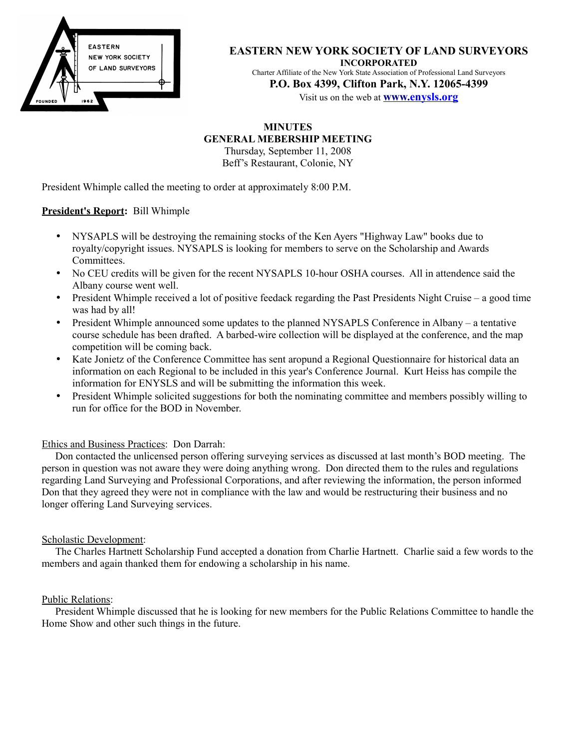# EASTERN NEW YORK SOCIETY OF LAND SURVEYORS

**INCORPORATED**

Charter Affiliate of the New York State Association of Professional Land Surveyors

**P.O. Box 4399, Clifton Park, N.Y. 12065-4399**

Visit us on the web at **www.enysls.org**

## MINUTES
## GENERAL MEBERSHIP MEETING

Thursday, September 11, 2008
Beff's Restaurant, Colonie, NY

President Whimple called the meeting to order at approximately 8:00 P.M.

**President's Report:** Bill Whimple

- NYSAPLS will be destroying the remaining stocks of the Ken Ayers "Highway Law" books due to royalty/copyright issues. NYSAPLS is looking for members to serve on the Scholarship and Awards Committees.
- No CEU credits will be given for the recent NYSAPLS 10-hour OSHA courses. All in attendence said the Albany course went well.
- President Whimple received a lot of positive feedack regarding the Past Presidents Night Cruise – a good time was had by all!
- President Whimple announced some updates to the planned NYSAPLS Conference in Albany – a tentative course schedule has been drafted. A barbed-wire collection will be displayed at the conference, and the map competition will be coming back.
- Kate Jonietz of the Conference Committee has sent aropund a Regional Questionnaire for historical data an information on each Regional to be included in this year's Conference Journal. Kurt Heiss has compile the information for ENYSLS and will be submitting the information this week.
- President Whimple solicited suggestions for both the nominating committee and members possibly willing to run for office for the BOD in November.

Ethics and Business Practices: Don Darrah:

Don contacted the unlicensed person offering surveying services as discussed at last month's BOD meeting. The person in question was not aware they were doing anything wrong. Don directed them to the rules and regulations regarding Land Surveying and Professional Corporations, and after reviewing the information, the person informed Don that they agreed they were not in compliance with the law and would be restructuring their business and no longer offering Land Surveying services.

Scholastic Development:

The Charles Hartnett Scholarship Fund accepted a donation from Charlie Hartnett. Charlie said a few words to the members and again thanked them for endowing a scholarship in his name.

Public Relations:

President Whimple discussed that he is looking for new members for the Public Relations Committee to handle the Home Show and other such things in the future.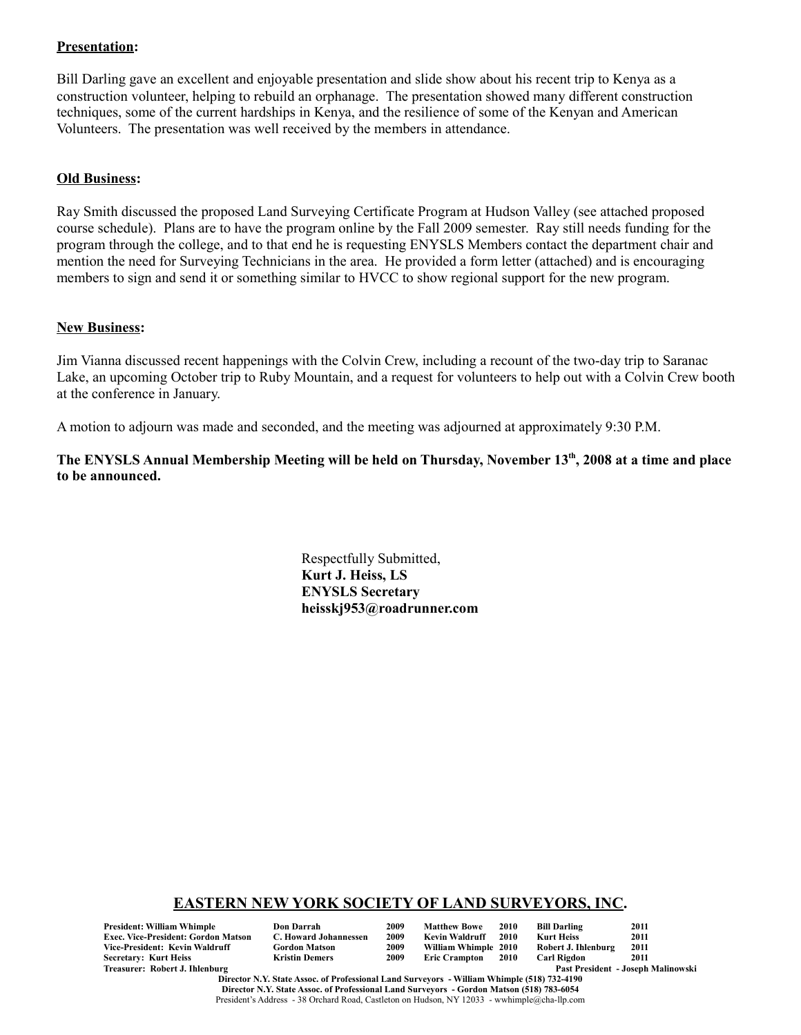**Presentation:**

Bill Darling gave an excellent and enjoyable presentation and slide show about his recent trip to Kenya as a construction volunteer, helping to rebuild an orphanage. The presentation showed many different construction techniques, some of the current hardships in Kenya, and the resilience of some of the Kenyan and American Volunteers. The presentation was well received by the members in attendance.

**Old Business:**

Ray Smith discussed the proposed Land Surveying Certificate Program at Hudson Valley (see attached proposed course schedule). Plans are to have the program online by the Fall 2009 semester. Ray still needs funding for the program through the college, and to that end he is requesting ENYSLS Members contact the department chair and mention the need for Surveying Technicians in the area. He provided a form letter (attached) and is encouraging members to sign and send it or something similar to HVCC to show regional support for the new program.

**New Business:**

Jim Vianna discussed recent happenings with the Colvin Crew, including a recount of the two-day trip to Saranac Lake, an upcoming October trip to Ruby Mountain, and a request for volunteers to help out with a Colvin Crew booth at the conference in January.

A motion to adjourn was made and seconded, and the meeting was adjourned at approximately 9:30 P.M.

**The ENYSLS Annual Membership Meeting will be held on Thursday, November 13th, 2008 at a time and place to be announced.**

Respectfully Submitted,
**Kurt J. Heiss, LS**
**ENYSLS Secretary**
**heisskj953@roadrunner.com**

## EASTERN NEW YORK SOCIETY OF LAND SURVEYORS, INC.

| | | | | | | |
|---|---|---|---|---|---|---|
| **President: William Whimple** | **Don Darrah** | **2009** | **Matthew Bowe** | **2010** | **Bill Darling** | **2011** |
| **Exec. Vice-President: Gordon Matson** | **C. Howard Johannessen** | **2009** | **Kevin Waldruff** | **2010** | **Kurt Heiss** | **2011** |
| **Vice-President: Kevin Waldruff** | **Gordon Matson** | **2009** | **William Whimple** | **2010** | **Robert J. Ihlenburg** | **2011** |
| **Secretary: Kurt Heiss** | **Kristin Demers** | **2009** | **Eric Crampton** | **2010** | **Carl Rigdon** | **2011** |
| **Treasurer: Robert J. Ihlenburg** | | | | | **Past President - Joseph Malinowski** | |

**Director N.Y. State Assoc. of Professional Land Surveyors - William Whimple (518) 732-4190**
**Director N.Y. State Assoc. of Professional Land Surveyors - Gordon Matson (518) 783-6054**
President's Address - 38 Orchard Road, Castleton on Hudson, NY 12033 - wwhimple@cha-llp.com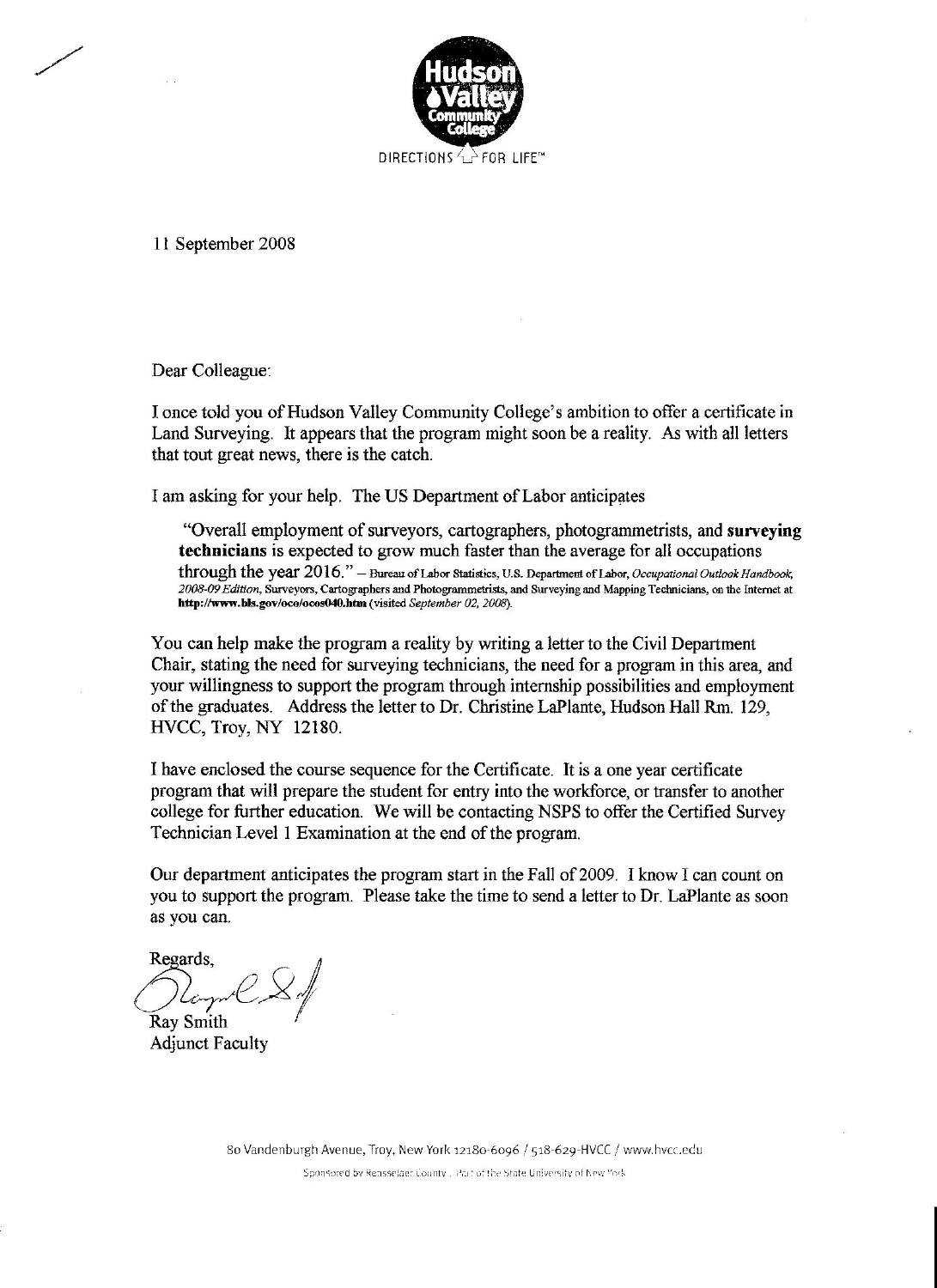Hudson Valley Community College

DIRECTIONS FOR LIFE™

11 September 2008

Dear Colleague:

I once told you of Hudson Valley Community College's ambition to offer a certificate in Land Surveying. It appears that the program might soon be a reality. As with all letters that tout great news, there is the catch.

I am asking for your help. The US Department of Labor anticipates

> "Overall employment of surveyors, cartographers, photogrammetrists, and **surveying technicians** is expected to grow much faster than the average for all occupations through the year 2016." – Bureau of Labor Statistics, U.S. Department of Labor, *Occupational Outlook Handbook, 2008-09 Edition*, Surveyors, Cartographers and Photogrammetrists, and Surveying and Mapping Technicians, on the Internet at **http://www.bls.gov/oco/ocos040.htm** (visited *September 02, 2008*).

You can help make the program a reality by writing a letter to the Civil Department Chair, stating the need for surveying technicians, the need for a program in this area, and your willingness to support the program through internship possibilities and employment of the graduates. Address the letter to Dr. Christine LaPlante, Hudson Hall Rm. 129, HVCC, Troy, NY 12180.

I have enclosed the course sequence for the Certificate. It is a one year certificate program that will prepare the student for entry into the workforce, or transfer to another college for further education. We will be contacting NSPS to offer the Certified Survey Technician Level 1 Examination at the end of the program.

Our department anticipates the program start in the Fall of 2009. I know I can count on you to support the program. Please take the time to send a letter to Dr. LaPlante as soon as you can.

Regards,

Ray Smith
Adjunct Faculty

80 Vandenburgh Avenue, Troy, New York 12180-6096 / 518-629-HVCC / www.hvcc.edu

Sponsored by Rensselaer County . Part of the State University of New York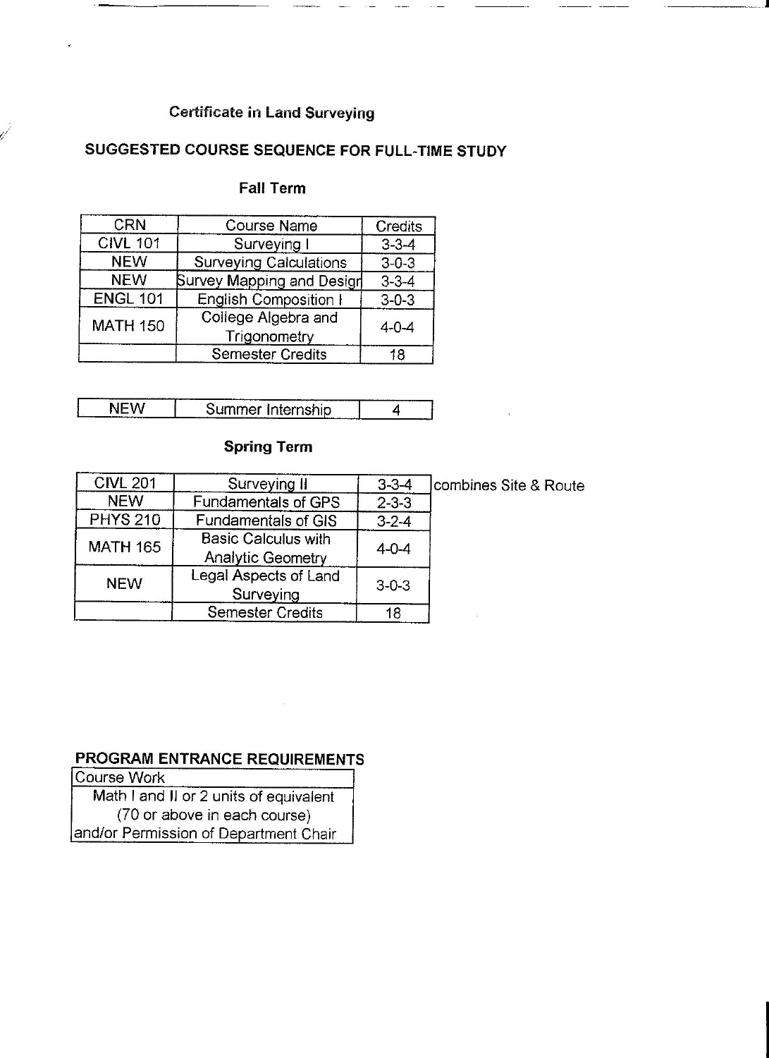### Certificate in Land Surveying

## SUGGESTED COURSE SEQUENCE FOR FULL-TIME STUDY

### Fall Term

| CRN | Course Name | Credits |
|---|---|---|
| CIVL 101 | Surveying I | 3-3-4 |
| NEW | Surveying Calculations | 3-0-3 |
| NEW | Survey Mapping and Design | 3-3-4 |
| ENGL 101 | English Composition I | 3-0-3 |
| MATH 150 | College Algebra and Trigonometry | 4-0-4 |
| | Semester Credits | 18 |

| | | |
|---|---|---|
| NEW | Summer Internship | 4 |

### Spring Term

| CRN | Course Name | Credits | |
|---|---|---|---|
| CIVL 201 | Surveying II | 3-3-4 | combines Site & Route |
| NEW | Fundamentals of GPS | 2-3-3 | |
| PHYS 210 | Fundamentals of GIS | 3-2-4 | |
| MATH 165 | Basic Calculus with Analytic Geometry | 4-0-4 | |
| NEW | Legal Aspects of Land Surveying | 3-0-3 | |
| | Semester Credits | 18 | |

## PROGRAM ENTRANCE REQUIREMENTS

| Course Work |
|---|
| Math I and II or 2 units of equivalent (70 or above in each course) and/or Permission of Department Chair |